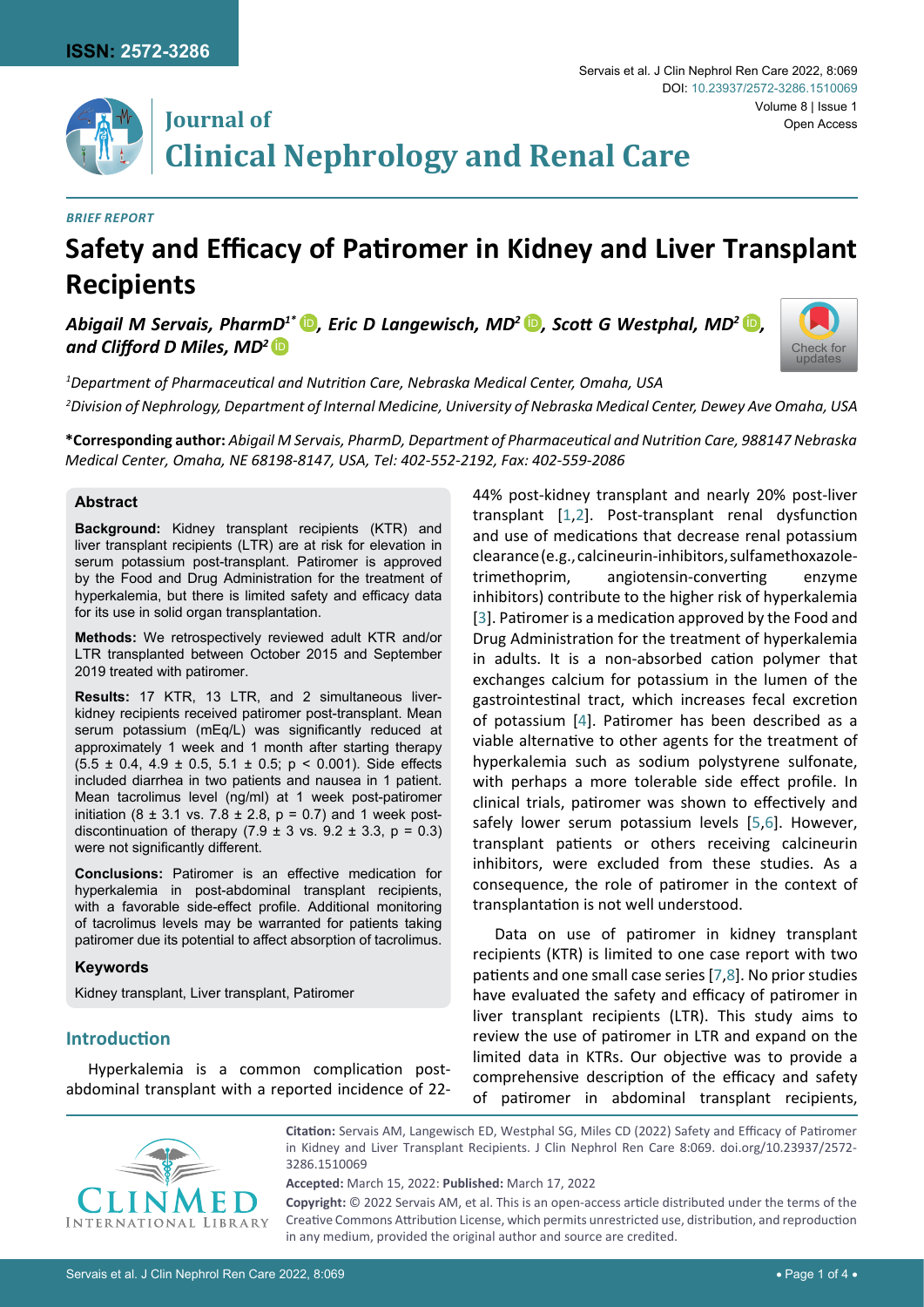*BRIEF REPORT*

# Safety and Efficacy of Patiromer in Kidney and Liver Transplant Recipients

***Abigail M Servais, PharmD[1*], Eric D Langewisch, MD[2], Scott G Westphal, MD[2], and Clifford D Miles, MD[2]***

*[1]Department of Pharmaceutical and Nutrition Care, Nebraska Medical Center, Omaha, USA*

*[2]Division of Nephrology, Department of Internal Medicine, University of Nebraska Medical Center, Dewey Ave Omaha, USA*

**\*Corresponding author:** *Abigail M Servais, PharmD, Department of Pharmaceutical and Nutrition Care, 988147 Nebraska Medical Center, Omaha, NE 68198-8147, USA, Tel: 402-552-2192, Fax: 402-559-2086*

## Abstract

**Background:** Kidney transplant recipients (KTR) and liver transplant recipients (LTR) are at risk for elevation in serum potassium post-transplant. Patiromer is approved by the Food and Drug Administration for the treatment of hyperkalemia, but there is limited safety and efficacy data for its use in solid organ transplantation.

**Methods:** We retrospectively reviewed adult KTR and/or LTR transplanted between October 2015 and September 2019 treated with patiromer.

**Results:** 17 KTR, 13 LTR, and 2 simultaneous liver-kidney recipients received patiromer post-transplant. Mean serum potassium (mEq/L) was significantly reduced at approximately 1 week and 1 month after starting therapy ($5.5 \pm 0.4$, $4.9 \pm 0.5$, $5.1 \pm 0.5$; $p < 0.001$). Side effects included diarrhea in two patients and nausea in 1 patient. Mean tacrolimus level (ng/ml) at 1 week post-patiromer initiation ($8 \pm 3.1$ vs. $7.8 \pm 2.8$, $p = 0.7$) and 1 week post-discontinuation of therapy ($7.9 \pm 3$ vs. $9.2 \pm 3.3$, $p = 0.3$) were not significantly different.

**Conclusions:** Patiromer is an effective medication for hyperkalemia in post-abdominal transplant recipients, with a favorable side-effect profile. Additional monitoring of tacrolimus levels may be warranted for patients taking patiromer due its potential to affect absorption of tacrolimus.

### Keywords

Kidney transplant, Liver transplant, Patiromer

## Introduction

Hyperkalemia is a common complication post-abdominal transplant with a reported incidence of 22-44% post-kidney transplant and nearly 20% post-liver transplant [1,2]. Post-transplant renal dysfunction and use of medications that decrease renal potassium clearance (e.g., calcineurin-inhibitors, sulfamethoxazole-trimethoprim, angiotensin-converting enzyme inhibitors) contribute to the higher risk of hyperkalemia [3]. Patiromer is a medication approved by the Food and Drug Administration for the treatment of hyperkalemia in adults. It is a non-absorbed cation polymer that exchanges calcium for potassium in the lumen of the gastrointestinal tract, which increases fecal excretion of potassium [4]. Patiromer has been described as a viable alternative to other agents for the treatment of hyperkalemia such as sodium polystyrene sulfonate, with perhaps a more tolerable side effect profile. In clinical trials, patiromer was shown to effectively and safely lower serum potassium levels [5,6]. However, transplant patients or others receiving calcineurin inhibitors, were excluded from these studies. As a consequence, the role of patiromer in the context of transplantation is not well understood.

Data on use of patiromer in kidney transplant recipients (KTR) is limited to one case report with two patients and one small case series [7,8]. No prior studies have evaluated the safety and efficacy of patiromer in liver transplant recipients (LTR). This study aims to review the use of patiromer in LTR and expand on the limited data in KTRs. Our objective was to provide a comprehensive description of the efficacy and safety of patiromer in abdominal transplant recipients,

**Citation:** Servais AM, Langewisch ED, Westphal SG, Miles CD (2022) Safety and Efficacy of Patiromer in Kidney and Liver Transplant Recipients. J Clin Nephrol Ren Care 8:069. doi.org/10.23937/2572-3286.1510069

**Accepted:** March 15, 2022: **Published:** March 17, 2022

**Copyright:** © 2022 Servais AM, et al. This is an open-access article distributed under the terms of the Creative Commons Attribution License, which permits unrestricted use, distribution, and reproduction in any medium, provided the original author and source are credited.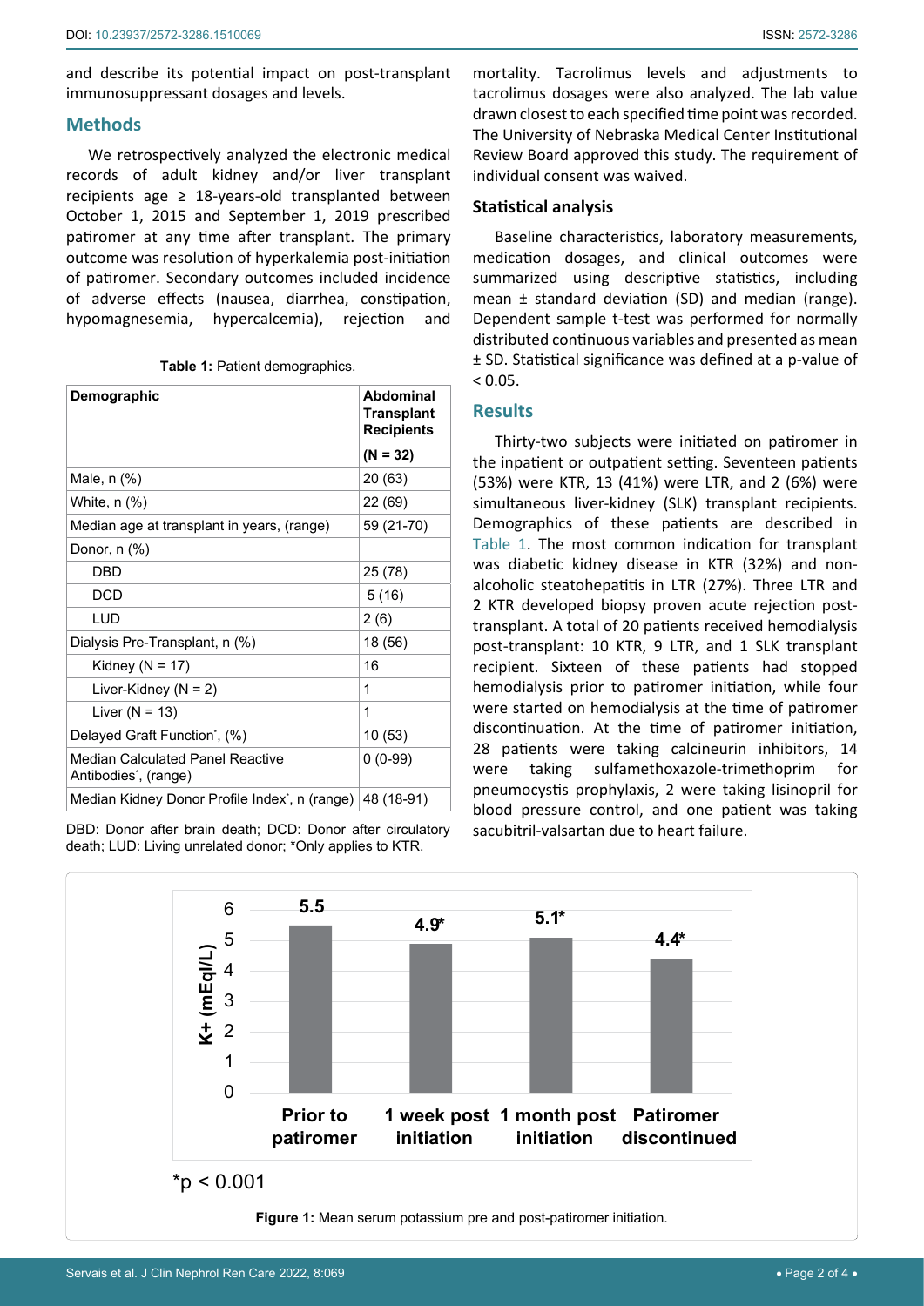and describe its potential impact on post-transplant immunosuppressant dosages and levels.

## Methods

We retrospectively analyzed the electronic medical records of adult kidney and/or liver transplant recipients age ≥ 18-years-old transplanted between October 1, 2015 and September 1, 2019 prescribed patiromer at any time after transplant. The primary outcome was resolution of hyperkalemia post-initiation of patiromer. Secondary outcomes included incidence of adverse effects (nausea, diarrhea, constipation, hypomagnesemia, hypercalcemia), rejection and mortality. Tacrolimus levels and adjustments to tacrolimus dosages were also analyzed. The lab value drawn closest to each specified time point was recorded. The University of Nebraska Medical Center Institutional Review Board approved this study. The requirement of individual consent was waived.

**Table 1:** Patient demographics.

| Demographic | Abdominal Transplant Recipients (N = 32) |
|---|---|
| Male, n (%) | 20 (63) |
| White, n (%) | 22 (69) |
| Median age at transplant in years, (range) | 59 (21-70) |
| Donor, n (%) | |
| DBD | 25 (78) |
| DCD | 5 (16) |
| LUD | 2 (6) |
| Dialysis Pre-Transplant, n (%) | 18 (56) |
| Kidney (N = 17) | 16 |
| Liver-Kidney (N = 2) | 1 |
| Liver (N = 13) | 1 |
| Delayed Graft Function*, (%) | 10 (53) |
| Median Calculated Panel Reactive Antibodies*, (range) | 0 (0-99) |
| Median Kidney Donor Profile Index*, n (range) | 48 (18-91) |

DBD: Donor after brain death; DCD: Donor after circulatory death; LUD: Living unrelated donor; *Only applies to KTR.

### Statistical analysis

Baseline characteristics, laboratory measurements, medication dosages, and clinical outcomes were summarized using descriptive statistics, including mean ± standard deviation (SD) and median (range). Dependent sample t-test was performed for normally distributed continuous variables and presented as mean ± SD. Statistical significance was defined at a p-value of $< 0.05$.

## Results

Thirty-two subjects were initiated on patiromer in the inpatient or outpatient setting. Seventeen patients (53%) were KTR, 13 (41%) were LTR, and 2 (6%) were simultaneous liver-kidney (SLK) transplant recipients. Demographics of these patients are described in Table 1. The most common indication for transplant was diabetic kidney disease in KTR (32%) and non-alcoholic steatohepatitis in LTR (27%). Three LTR and 2 KTR developed biopsy proven acute rejection post-transplant. A total of 20 patients received hemodialysis post-transplant: 10 KTR, 9 LTR, and 1 SLK transplant recipient. Sixteen of these patients had stopped hemodialysis prior to patiromer initiation, while four were started on hemodialysis at the time of patiromer discontinuation. At the time of patiromer initiation, 28 patients were taking calcineurin inhibitors, 14 were taking sulfamethoxazole-trimethoprim for pneumocystis prophylaxis, 2 were taking lisinopril for blood pressure control, and one patient was taking sacubitril-valsartan due to heart failure.

*p < 0.001

**Figure 1:** Mean serum potassium pre and post-patiromer initiation.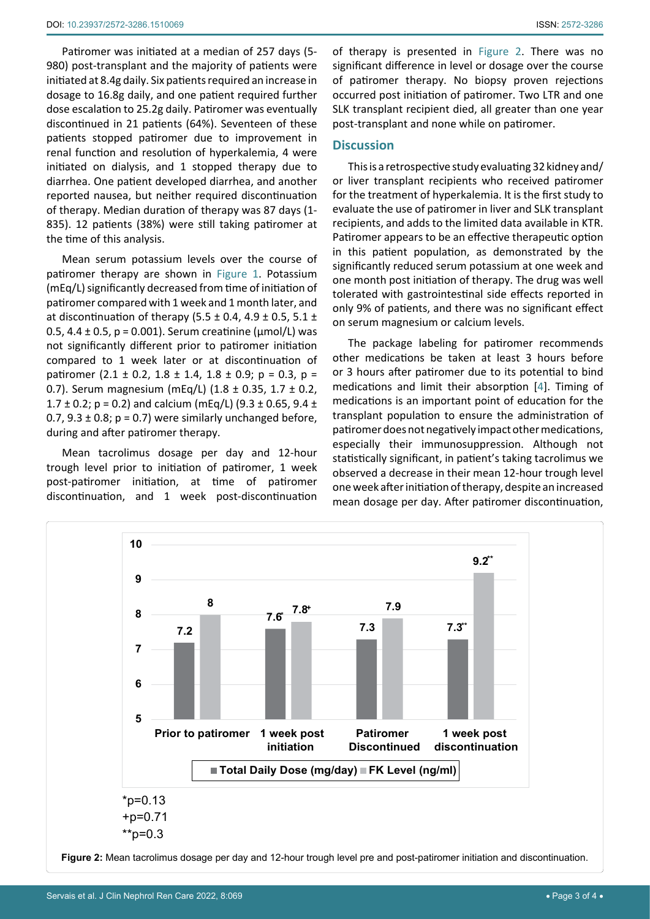Patiromer was initiated at a median of 257 days (5-980) post-transplant and the majority of patients were initiated at 8.4g daily. Six patients required an increase in dosage to 16.8g daily, and one patient required further dose escalation to 25.2g daily. Patiromer was eventually discontinued in 21 patients (64%). Seventeen of these patients stopped patiromer due to improvement in renal function and resolution of hyperkalemia, 4 were initiated on dialysis, and 1 stopped therapy due to diarrhea. One patient developed diarrhea, and another reported nausea, but neither required discontinuation of therapy. Median duration of therapy was 87 days (1-835). 12 patients (38%) were still taking patiromer at the time of this analysis.

Mean serum potassium levels over the course of patiromer therapy are shown in Figure 1. Potassium (mEq/L) significantly decreased from time of initiation of patiromer compared with 1 week and 1 month later, and at discontinuation of therapy (5.5 ± 0.4, 4.9 ± 0.5, 5.1 ± 0.5, 4.4 ± 0.5, $p = 0.001$). Serum creatinine (µmol/L) was not significantly different prior to patiromer initiation compared to 1 week later or at discontinuation of patiromer (2.1 ± 0.2, 1.8 ± 1.4, 1.8 ± 0.9; $p = 0.3$, $p = 0.7$). Serum magnesium (mEq/L) (1.8 ± 0.35, 1.7 ± 0.2, 1.7 ± 0.2; $p = 0.2$) and calcium (mEq/L) (9.3 ± 0.65, 9.4 ± 0.7, 9.3 ± 0.8; $p = 0.7$) were similarly unchanged before, during and after patiromer therapy.

Mean tacrolimus dosage per day and 12-hour trough level prior to initiation of patiromer, 1 week post-patiromer initiation, at time of patiromer discontinuation, and 1 week post-discontinuation of therapy is presented in Figure 2. There was no significant difference in level or dosage over the course of patiromer therapy. No biopsy proven rejections occurred post initiation of patiromer. Two LTR and one SLK transplant recipient died, all greater than one year post-transplant and none while on patiromer.

## Discussion

This is a retrospective study evaluating 32 kidney and/or liver transplant recipients who received patiromer for the treatment of hyperkalemia. It is the first study to evaluate the use of patiromer in liver and SLK transplant recipients, and adds to the limited data available in KTR. Patiromer appears to be an effective therapeutic option in this patient population, as demonstrated by the significantly reduced serum potassium at one week and one month post initiation of therapy. The drug was well tolerated with gastrointestinal side effects reported in only 9% of patients, and there was no significant effect on serum magnesium or calcium levels.

The package labeling for patiromer recommends other medications be taken at least 3 hours before or 3 hours after patiromer due to its potential to bind medications and limit their absorption [4]. Timing of medications is an important point of education for the transplant population to ensure the administration of patiromer does not negatively impact other medications, especially their immunosuppression. Although not statistically significant, in patient's taking tacrolimus we observed a decrease in their mean 12-hour trough level one week after initiation of therapy, despite an increased mean dosage per day. After patiromer discontinuation,

| | Prior to patiromer | 1 week post initiation | Patiromer Discontinued | 1 week post discontinuation |
|---|---|---|---|---|
| Total Daily Dose (mg/day) | 7.2 | 7.6* | 7.3 | 7.3** |
| FK Level (ng/ml) | 8 | 7.8+ | 7.9 | 9.2** |

*p=0.13
+p=0.71
**p=0.3

**Figure 2:** Mean tacrolimus dosage per day and 12-hour trough level pre and post-patiromer initiation and discontinuation.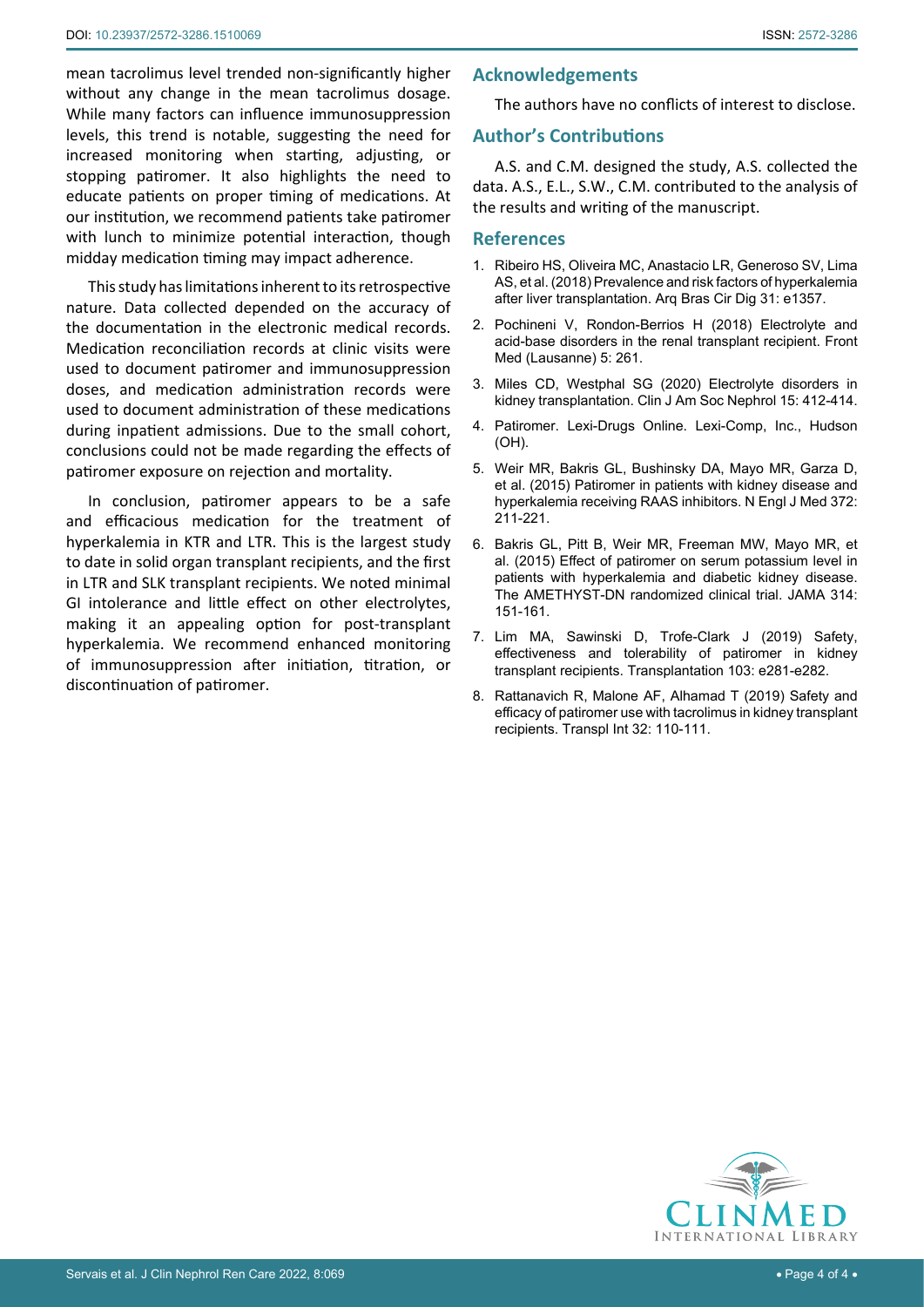mean tacrolimus level trended non-significantly higher without any change in the mean tacrolimus dosage. While many factors can influence immunosuppression levels, this trend is notable, suggesting the need for increased monitoring when starting, adjusting, or stopping patiromer. It also highlights the need to educate patients on proper timing of medications. At our institution, we recommend patients take patiromer with lunch to minimize potential interaction, though midday medication timing may impact adherence.

This study has limitations inherent to its retrospective nature. Data collected depended on the accuracy of the documentation in the electronic medical records. Medication reconciliation records at clinic visits were used to document patiromer and immunosuppression doses, and medication administration records were used to document administration of these medications during inpatient admissions. Due to the small cohort, conclusions could not be made regarding the effects of patiromer exposure on rejection and mortality.

In conclusion, patiromer appears to be a safe and efficacious medication for the treatment of hyperkalemia in KTR and LTR. This is the largest study to date in solid organ transplant recipients, and the first in LTR and SLK transplant recipients. We noted minimal GI intolerance and little effect on other electrolytes, making it an appealing option for post-transplant hyperkalemia. We recommend enhanced monitoring of immunosuppression after initiation, titration, or discontinuation of patiromer.

## Acknowledgements

The authors have no conflicts of interest to disclose.

## Author's Contributions

A.S. and C.M. designed the study, A.S. collected the data. A.S., E.L., S.W., C.M. contributed to the analysis of the results and writing of the manuscript.

## References

1. Ribeiro HS, Oliveira MC, Anastacio LR, Generoso SV, Lima AS, et al. (2018) Prevalence and risk factors of hyperkalemia after liver transplantation. Arq Bras Cir Dig 31: e1357.
2. Pochineni V, Rondon-Berrios H (2018) Electrolyte and acid-base disorders in the renal transplant recipient. Front Med (Lausanne) 5: 261.
3. Miles CD, Westphal SG (2020) Electrolyte disorders in kidney transplantation. Clin J Am Soc Nephrol 15: 412-414.
4. Patiromer. Lexi-Drugs Online. Lexi-Comp, Inc., Hudson (OH).
5. Weir MR, Bakris GL, Bushinsky DA, Mayo MR, Garza D, et al. (2015) Patiromer in patients with kidney disease and hyperkalemia receiving RAAS inhibitors. N Engl J Med 372: 211-221.
6. Bakris GL, Pitt B, Weir MR, Freeman MW, Mayo MR, et al. (2015) Effect of patiromer on serum potassium level in patients with hyperkalemia and diabetic kidney disease. The AMETHYST-DN randomized clinical trial. JAMA 314: 151-161.
7. Lim MA, Sawinski D, Trofe-Clark J (2019) Safety, effectiveness and tolerability of patiromer in kidney transplant recipients. Transplantation 103: e281-e282.
8. Rattanavich R, Malone AF, Alhamad T (2019) Safety and efficacy of patiromer use with tacrolimus in kidney transplant recipients. Transpl Int 32: 110-111.